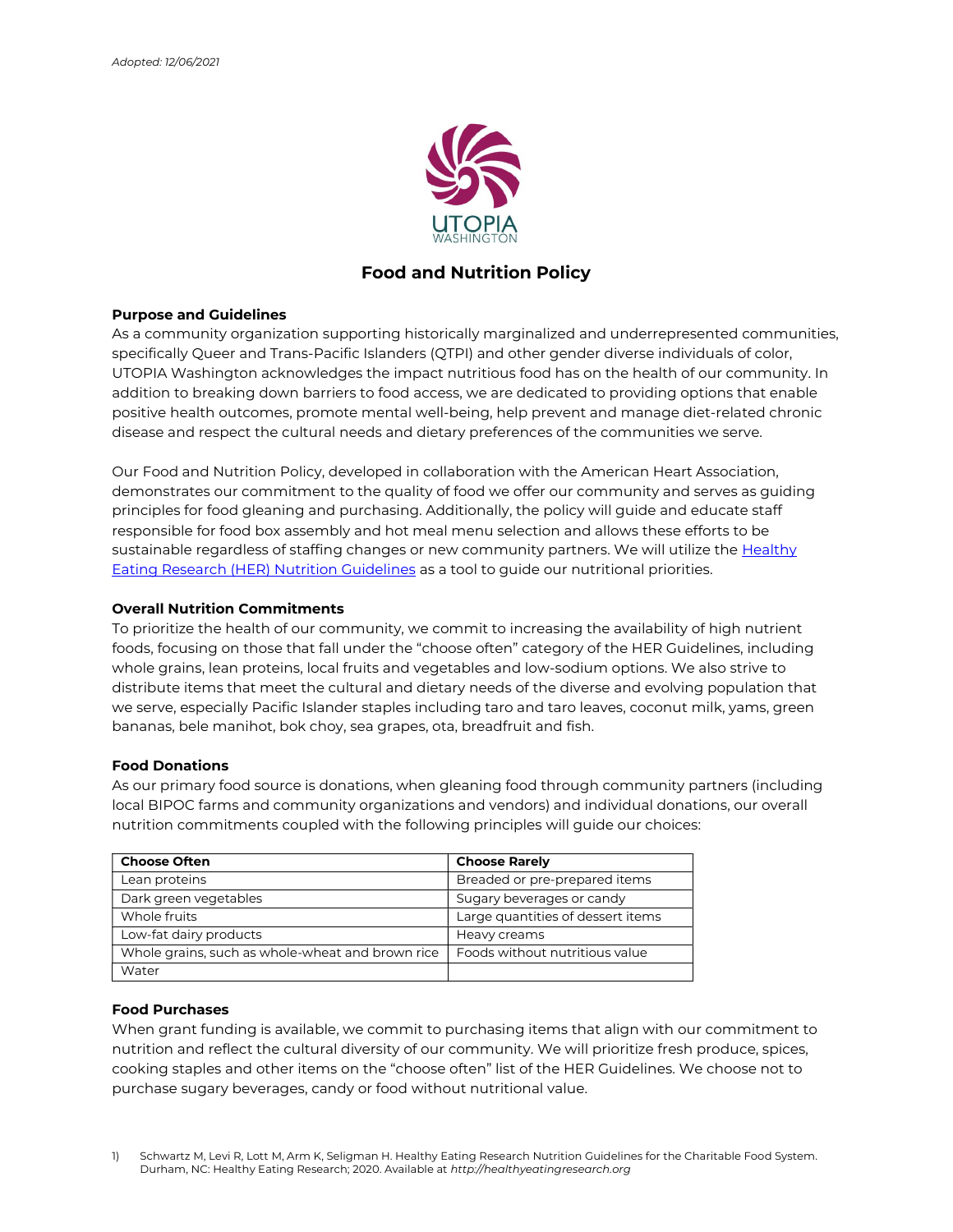*Adopted: 12/06/2021*

UTOPIA WASHINGTON

# Food and Nutrition Policy

## Purpose and Guidelines

As a community organization supporting historically marginalized and underrepresented communities, specifically Queer and Trans-Pacific Islanders (QTPI) and other gender diverse individuals of color, UTOPIA Washington acknowledges the impact nutritious food has on the health of our community. In addition to breaking down barriers to food access, we are dedicated to providing options that enable positive health outcomes, promote mental well-being, help prevent and manage diet-related chronic disease and respect the cultural needs and dietary preferences of the communities we serve.

Our Food and Nutrition Policy, developed in collaboration with the American Heart Association, demonstrates our commitment to the quality of food we offer our community and serves as guiding principles for food gleaning and purchasing. Additionally, the policy will guide and educate staff responsible for food box assembly and hot meal menu selection and allows these efforts to be sustainable regardless of staffing changes or new community partners. We will utilize the Healthy Eating Research (HER) Nutrition Guidelines as a tool to guide our nutritional priorities.

## Overall Nutrition Commitments

To prioritize the health of our community, we commit to increasing the availability of high nutrient foods, focusing on those that fall under the "choose often" category of the HER Guidelines, including whole grains, lean proteins, local fruits and vegetables and low-sodium options. We also strive to distribute items that meet the cultural and dietary needs of the diverse and evolving population that we serve, especially Pacific Islander staples including taro and taro leaves, coconut milk, yams, green bananas, bele manihot, bok choy, sea grapes, ota, breadfruit and fish.

## Food Donations

As our primary food source is donations, when gleaning food through community partners (including local BIPOC farms and community organizations and vendors) and individual donations, our overall nutrition commitments coupled with the following principles will guide our choices:

| Choose Often | Choose Rarely |
|---|---|
| Lean proteins | Breaded or pre-prepared items |
| Dark green vegetables | Sugary beverages or candy |
| Whole fruits | Large quantities of dessert items |
| Low-fat dairy products | Heavy creams |
| Whole grains, such as whole-wheat and brown rice | Foods without nutritious value |
| Water | |

## Food Purchases

When grant funding is available, we commit to purchasing items that align with our commitment to nutrition and reflect the cultural diversity of our community. We will prioritize fresh produce, spices, cooking staples and other items on the "choose often" list of the HER Guidelines. We choose not to purchase sugary beverages, candy or food without nutritional value.

1) Schwartz M, Levi R, Lott M, Arm K, Seligman H. Healthy Eating Research Nutrition Guidelines for the Charitable Food System. Durham, NC: Healthy Eating Research; 2020. Available at *http://healthyeatingresearch.org*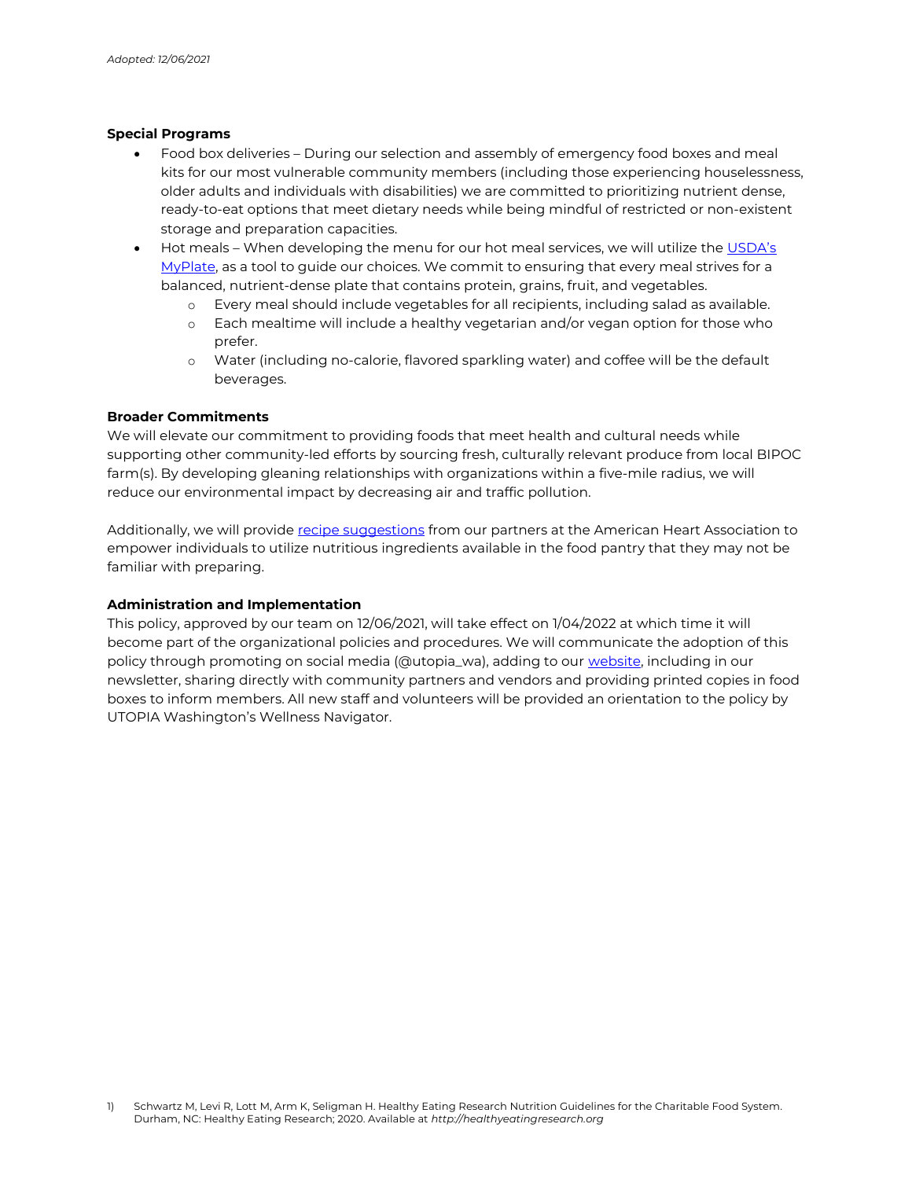*Adopted: 12/06/2021*

**Special Programs**

- Food box deliveries – During our selection and assembly of emergency food boxes and meal kits for our most vulnerable community members (including those experiencing houselessness, older adults and individuals with disabilities) we are committed to prioritizing nutrient dense, ready-to-eat options that meet dietary needs while being mindful of restricted or non-existent storage and preparation capacities.
- Hot meals – When developing the menu for our hot meal services, we will utilize the USDA's MyPlate, as a tool to guide our choices. We commit to ensuring that every meal strives for a balanced, nutrient-dense plate that contains protein, grains, fruit, and vegetables.
    - Every meal should include vegetables for all recipients, including salad as available.
    - Each mealtime will include a healthy vegetarian and/or vegan option for those who prefer.
    - Water (including no-calorie, flavored sparkling water) and coffee will be the default beverages.

**Broader Commitments**

We will elevate our commitment to providing foods that meet health and cultural needs while supporting other community-led efforts by sourcing fresh, culturally relevant produce from local BIPOC farm(s). By developing gleaning relationships with organizations within a five-mile radius, we will reduce our environmental impact by decreasing air and traffic pollution.

Additionally, we will provide recipe suggestions from our partners at the American Heart Association to empower individuals to utilize nutritious ingredients available in the food pantry that they may not be familiar with preparing.

**Administration and Implementation**

This policy, approved by our team on 12/06/2021, will take effect on 1/04/2022 at which time it will become part of the organizational policies and procedures. We will communicate the adoption of this policy through promoting on social media (@utopia_wa), adding to our website, including in our newsletter, sharing directly with community partners and vendors and providing printed copies in food boxes to inform members. All new staff and volunteers will be provided an orientation to the policy by UTOPIA Washington's Wellness Navigator.

1) Schwartz M, Levi R, Lott M, Arm K, Seligman H. Healthy Eating Research Nutrition Guidelines for the Charitable Food System. Durham, NC: Healthy Eating Research; 2020. Available at *http://healthyeatingresearch.org*